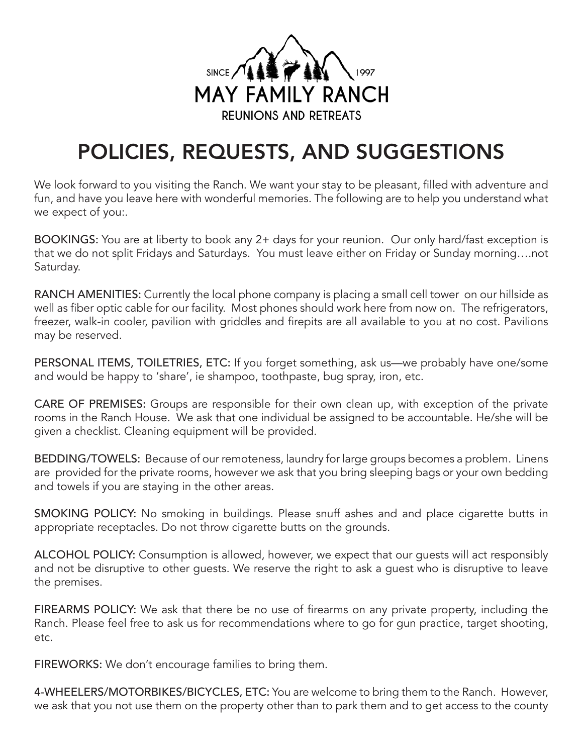SINCE 1997
MAY FAMILY RANCH
REUNIONS AND RETREATS

# POLICIES, REQUESTS, AND SUGGESTIONS

We look forward to you visiting the Ranch. We want your stay to be pleasant, filled with adventure and fun, and have you leave here with wonderful memories. The following are to help you understand what we expect of you:.

**BOOKINGS:** You are at liberty to book any 2+ days for your reunion. Our only hard/fast exception is that we do not split Fridays and Saturdays. You must leave either on Friday or Sunday morning….not Saturday.

**RANCH AMENITIES:** Currently the local phone company is placing a small cell tower on our hillside as well as fiber optic cable for our facility. Most phones should work here from now on. The refrigerators, freezer, walk-in cooler, pavilion with griddles and firepits are all available to you at no cost. Pavilions may be reserved.

**PERSONAL ITEMS, TOILETRIES, ETC:** If you forget something, ask us—we probably have one/some and would be happy to 'share', ie shampoo, toothpaste, bug spray, iron, etc.

**CARE OF PREMISES:** Groups are responsible for their own clean up, with exception of the private rooms in the Ranch House. We ask that one individual be assigned to be accountable. He/she will be given a checklist. Cleaning equipment will be provided.

**BEDDING/TOWELS:** Because of our remoteness, laundry for large groups becomes a problem. Linens are provided for the private rooms, however we ask that you bring sleeping bags or your own bedding and towels if you are staying in the other areas.

**SMOKING POLICY:** No smoking in buildings. Please snuff ashes and and place cigarette butts in appropriate receptacles. Do not throw cigarette butts on the grounds.

**ALCOHOL POLICY:** Consumption is allowed, however, we expect that our guests will act responsibly and not be disruptive to other guests. We reserve the right to ask a guest who is disruptive to leave the premises.

**FIREARMS POLICY:** We ask that there be no use of firearms on any private property, including the Ranch. Please feel free to ask us for recommendations where to go for gun practice, target shooting, etc.

**FIREWORKS:** We don't encourage families to bring them.

**4-WHEELERS/MOTORBIKES/BICYCLES, ETC:** You are welcome to bring them to the Ranch. However, we ask that you not use them on the property other than to park them and to get access to the county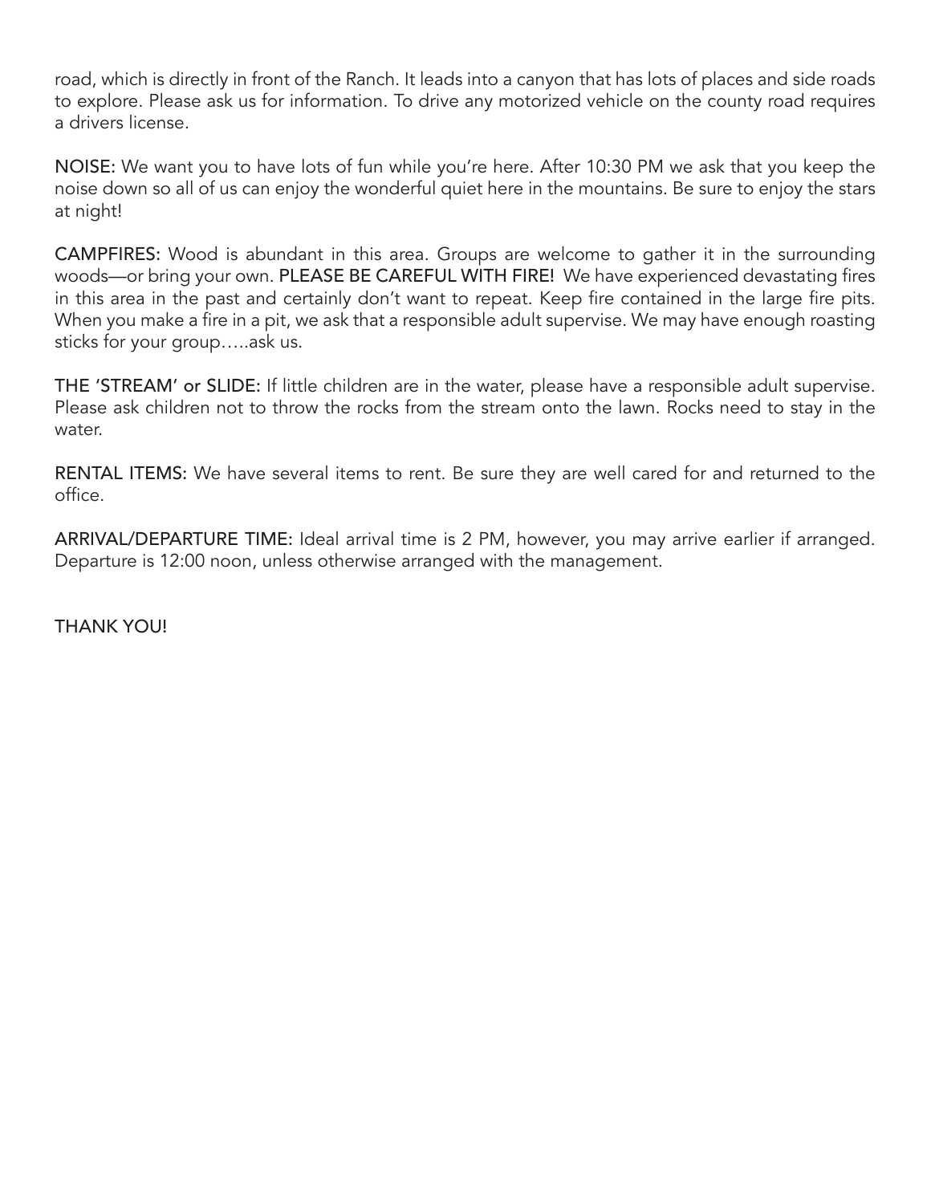road, which is directly in front of the Ranch. It leads into a canyon that has lots of places and side roads to explore. Please ask us for information. To drive any motorized vehicle on the county road requires a drivers license.

NOISE: We want you to have lots of fun while you're here. After 10:30 PM we ask that you keep the noise down so all of us can enjoy the wonderful quiet here in the mountains. Be sure to enjoy the stars at night!

CAMPFIRES: Wood is abundant in this area. Groups are welcome to gather it in the surrounding woods—or bring your own. PLEASE BE CAREFUL WITH FIRE! We have experienced devastating fires in this area in the past and certainly don't want to repeat. Keep fire contained in the large fire pits. When you make a fire in a pit, we ask that a responsible adult supervise. We may have enough roasting sticks for your group…..ask us.

THE 'STREAM' or SLIDE: If little children are in the water, please have a responsible adult supervise. Please ask children not to throw the rocks from the stream onto the lawn. Rocks need to stay in the water.

RENTAL ITEMS: We have several items to rent. Be sure they are well cared for and returned to the office.

ARRIVAL/DEPARTURE TIME: Ideal arrival time is 2 PM, however, you may arrive earlier if arranged. Departure is 12:00 noon, unless otherwise arranged with the management.

THANK YOU!